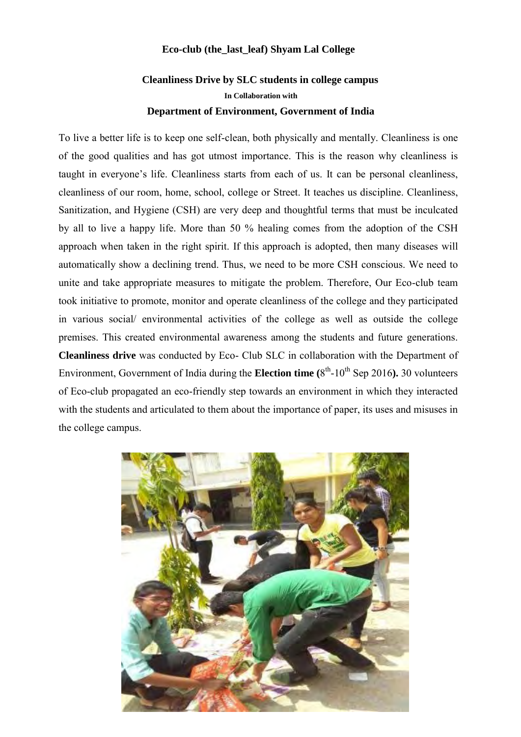**Eco-club (the_last_leaf) Shyam Lal College**

**Cleanliness Drive by SLC students in college campus**

**In Collaboration with**

**Department of Environment, Government of India**

To live a better life is to keep one self-clean, both physically and mentally. Cleanliness is one of the good qualities and has got utmost importance. This is the reason why cleanliness is taught in everyone's life. Cleanliness starts from each of us. It can be personal cleanliness, cleanliness of our room, home, school, college or Street. It teaches us discipline. Cleanliness, Sanitization, and Hygiene (CSH) are very deep and thoughtful terms that must be inculcated by all to live a happy life. More than 50 % healing comes from the adoption of the CSH approach when taken in the right spirit. If this approach is adopted, then many diseases will automatically show a declining trend. Thus, we need to be more CSH conscious. We need to unite and take appropriate measures to mitigate the problem. Therefore, Our Eco-club team took initiative to promote, monitor and operate cleanliness of the college and they participated in various social/ environmental activities of the college as well as outside the college premises. This created environmental awareness among the students and future generations. **Cleanliness drive** was conducted by Eco- Club SLC in collaboration with the Department of Environment, Government of India during the **Election time (**8th-10th Sep 2016**).** 30 volunteers of Eco-club propagated an eco-friendly step towards an environment in which they interacted with the students and articulated to them about the importance of paper, its uses and misuses in the college campus.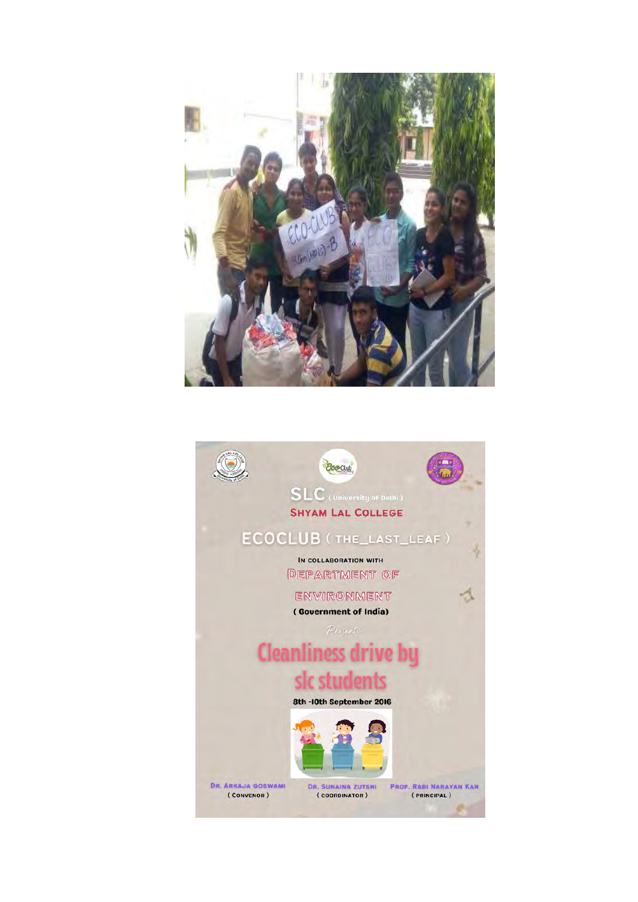SLC ( University of Delhi )

SHYAM LAL COLLEGE

ECOCLUB ( THE_LAST_LEAF )

IN COLLABORATION WITH

DEPARTMENT OF ENVIRONMENT

( Government of India)

Presents

# Cleanliness drive by slc students

8th -10th September 2016

DR. ARKAJA GOSWAMI
( CONVENOR )

DR. SUNAINA ZUTSHI
( COORDINATOR )

PROF. RABI NARAYAN KAR
( PRINCIPAL )